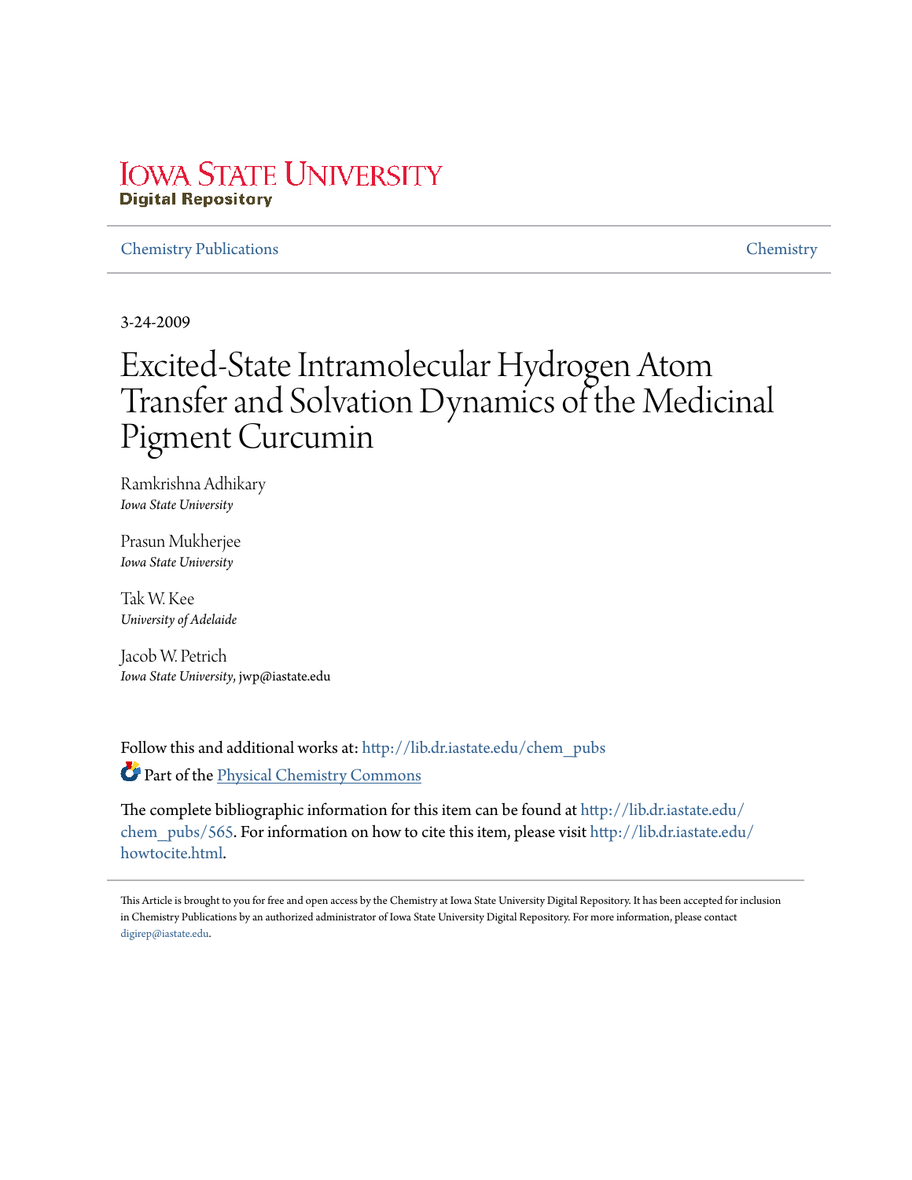Iowa State University
**Digital Repository**

Chemistry Publications | Chemistry

3-24-2009

# Excited-State Intramolecular Hydrogen Atom Transfer and Solvation Dynamics of the Medicinal Pigment Curcumin

Ramkrishna Adhikary
*Iowa State University*

Prasun Mukherjee
*Iowa State University*

Tak W. Kee
*University of Adelaide*

Jacob W. Petrich
*Iowa State University*, jwp@iastate.edu

Follow this and additional works at: http://lib.dr.iastate.edu/chem_pubs

Part of the Physical Chemistry Commons

The complete bibliographic information for this item can be found at http://lib.dr.iastate.edu/chem_pubs/565. For information on how to cite this item, please visit http://lib.dr.iastate.edu/howtocite.html.

This Article is brought to you for free and open access by the Chemistry at Iowa State University Digital Repository. It has been accepted for inclusion in Chemistry Publications by an authorized administrator of Iowa State University Digital Repository. For more information, please contact digirep@iastate.edu.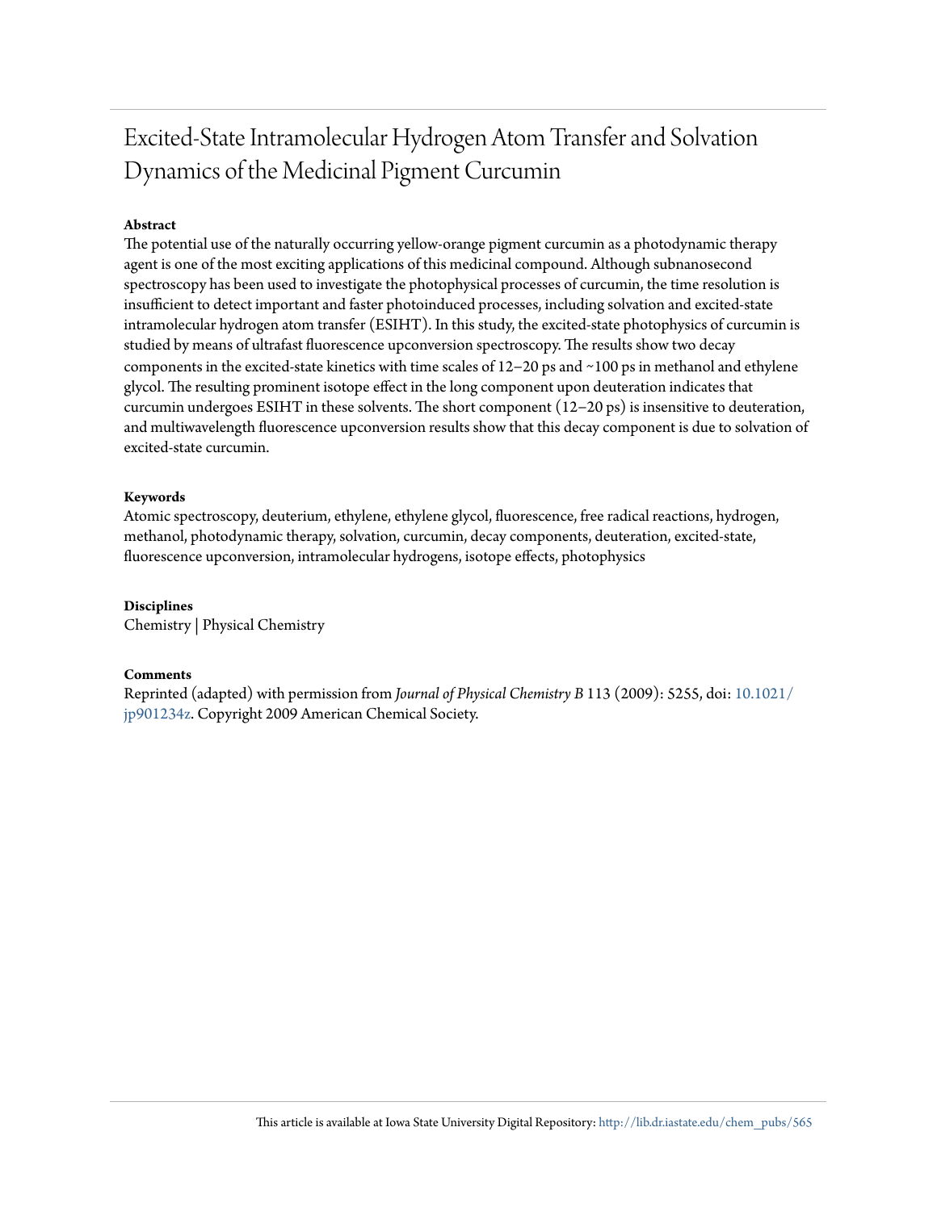# Excited-State Intramolecular Hydrogen Atom Transfer and Solvation Dynamics of the Medicinal Pigment Curcumin

**Abstract**

The potential use of the naturally occurring yellow-orange pigment curcumin as a photodynamic therapy agent is one of the most exciting applications of this medicinal compound. Although subnanosecond spectroscopy has been used to investigate the photophysical processes of curcumin, the time resolution is insufficient to detect important and faster photoinduced processes, including solvation and excited-state intramolecular hydrogen atom transfer (ESIHT). In this study, the excited-state photophysics of curcumin is studied by means of ultrafast fluorescence upconversion spectroscopy. The results show two decay components in the excited-state kinetics with time scales of 12–20 ps and ~100 ps in methanol and ethylene glycol. The resulting prominent isotope effect in the long component upon deuteration indicates that curcumin undergoes ESIHT in these solvents. The short component (12–20 ps) is insensitive to deuteration, and multiwavelength fluorescence upconversion results show that this decay component is due to solvation of excited-state curcumin.

**Keywords**

Atomic spectroscopy, deuterium, ethylene, ethylene glycol, fluorescence, free radical reactions, hydrogen, methanol, photodynamic therapy, solvation, curcumin, decay components, deuteration, excited-state, fluorescence upconversion, intramolecular hydrogens, isotope effects, photophysics

**Disciplines**

Chemistry | Physical Chemistry

**Comments**

Reprinted (adapted) with permission from *Journal of Physical Chemistry B* 113 (2009): 5255, doi: 10.1021/jp901234z. Copyright 2009 American Chemical Society.

This article is available at Iowa State University Digital Repository: http://lib.dr.iastate.edu/chem_pubs/565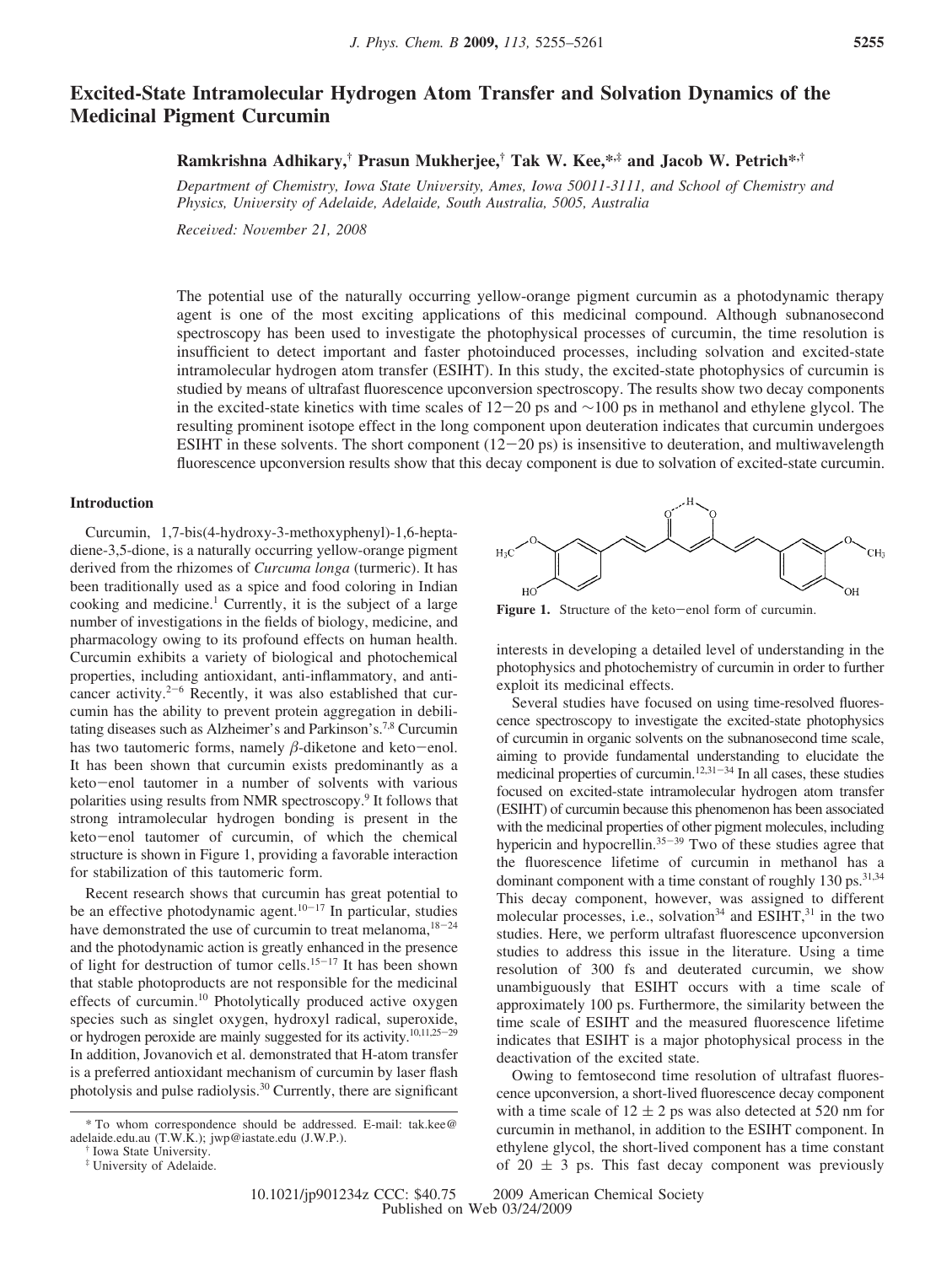# Excited-State Intramolecular Hydrogen Atom Transfer and Solvation Dynamics of the Medicinal Pigment Curcumin

**Ramkrishna Adhikary,[†] Prasun Mukherjee,[†] Tak W. Kee,[*,‡] and Jacob W. Petrich[*,†]**

*Department of Chemistry, Iowa State University, Ames, Iowa 50011-3111, and School of Chemistry and Physics, University of Adelaide, Adelaide, South Australia, 5005, Australia*

*Received: November 21, 2008*

The potential use of the naturally occurring yellow-orange pigment curcumin as a photodynamic therapy agent is one of the most exciting applications of this medicinal compound. Although subnanosecond spectroscopy has been used to investigate the photophysical processes of curcumin, the time resolution is insufficient to detect important and faster photoinduced processes, including solvation and excited-state intramolecular hydrogen atom transfer (ESIHT). In this study, the excited-state photophysics of curcumin is studied by means of ultrafast fluorescence upconversion spectroscopy. The results show two decay components in the excited-state kinetics with time scales of 12−20 ps and ∼100 ps in methanol and ethylene glycol. The resulting prominent isotope effect in the long component upon deuteration indicates that curcumin undergoes ESIHT in these solvents. The short component (12−20 ps) is insensitive to deuteration, and multiwavelength fluorescence upconversion results show that this decay component is due to solvation of excited-state curcumin.

## Introduction

Curcumin, 1,7-bis(4-hydroxy-3-methoxyphenyl)-1,6-heptadiene-3,5-dione, is a naturally occurring yellow-orange pigment derived from the rhizomes of *Curcuma longa* (turmeric). It has been traditionally used as a spice and food coloring in Indian cooking and medicine.[1] Currently, it is the subject of a large number of investigations in the fields of biology, medicine, and pharmacology owing to its profound effects on human health. Curcumin exhibits a variety of biological and photochemical properties, including antioxidant, anti-inflammatory, and anticancer activity.[2−6] Recently, it was also established that curcumin has the ability to prevent protein aggregation in debilitating diseases such as Alzheimer's and Parkinson's.[7,8] Curcumin has two tautomeric forms, namely β-diketone and keto−enol. It has been shown that curcumin exists predominantly as a keto−enol tautomer in a number of solvents with various polarities using results from NMR spectroscopy.[9] It follows that strong intramolecular hydrogen bonding is present in the keto−enol tautomer of curcumin, of which the chemical structure is shown in Figure 1, providing a favorable interaction for stabilization of this tautomeric form.

Recent research shows that curcumin has great potential to be an effective photodynamic agent.[10−17] In particular, studies have demonstrated the use of curcumin to treat melanoma,[18−24] and the photodynamic action is greatly enhanced in the presence of light for destruction of tumor cells.[15−17] It has been shown that stable photoproducts are not responsible for the medicinal effects of curcumin.[10] Photolytically produced active oxygen species such as singlet oxygen, hydroxyl radical, superoxide, or hydrogen peroxide are mainly suggested for its activity.[10,11,25−29] In addition, Jovanovich et al. demonstrated that H-atom transfer is a preferred antioxidant mechanism of curcumin by laser flash photolysis and pulse radiolysis.[30] Currently, there are significant

Figure 1. Structure of the keto−enol form of curcumin.

interests in developing a detailed level of understanding in the photophysics and photochemistry of curcumin in order to further exploit its medicinal effects.

Several studies have focused on using time-resolved fluorescence spectroscopy to investigate the excited-state photophysics of curcumin in organic solvents on the subnanosecond time scale, aiming to provide fundamental understanding to elucidate the medicinal properties of curcumin.[12,31−34] In all cases, these studies focused on excited-state intramolecular hydrogen atom transfer (ESIHT) of curcumin because this phenomenon has been associated with the medicinal properties of other pigment molecules, including hypericin and hypocrellin.[35−39] Two of these studies agree that the fluorescence lifetime of curcumin in methanol has a dominant component with a time constant of roughly 130 ps.[31,34] This decay component, however, was assigned to different molecular processes, i.e., solvation[34] and ESIHT,[31] in the two studies. Here, we perform ultrafast fluorescence upconversion studies to address this issue in the literature. Using a time resolution of 300 fs and deuterated curcumin, we show unambiguously that ESIHT occurs with a time scale of approximately 100 ps. Furthermore, the similarity between the time scale of ESIHT and the measured fluorescence lifetime indicates that ESIHT is a major photophysical process in the deactivation of the excited state.

Owing to femtosecond time resolution of ultrafast fluorescence upconversion, a short-lived fluorescence decay component with a time scale of 12 ± 2 ps was also detected at 520 nm for curcumin in methanol, in addition to the ESIHT component. In ethylene glycol, the short-lived component has a time constant of 20 ± 3 ps. This fast decay component was previously

* To whom correspondence should be addressed. E-mail: tak.kee@adelaide.edu.au (T.W.K.); jwp@iastate.edu (J.W.P.).

† Iowa State University.

‡ University of Adelaide.

10.1021/jp901234z CCC: $40.75 © 2009 American Chemical Society
Published on Web 03/24/2009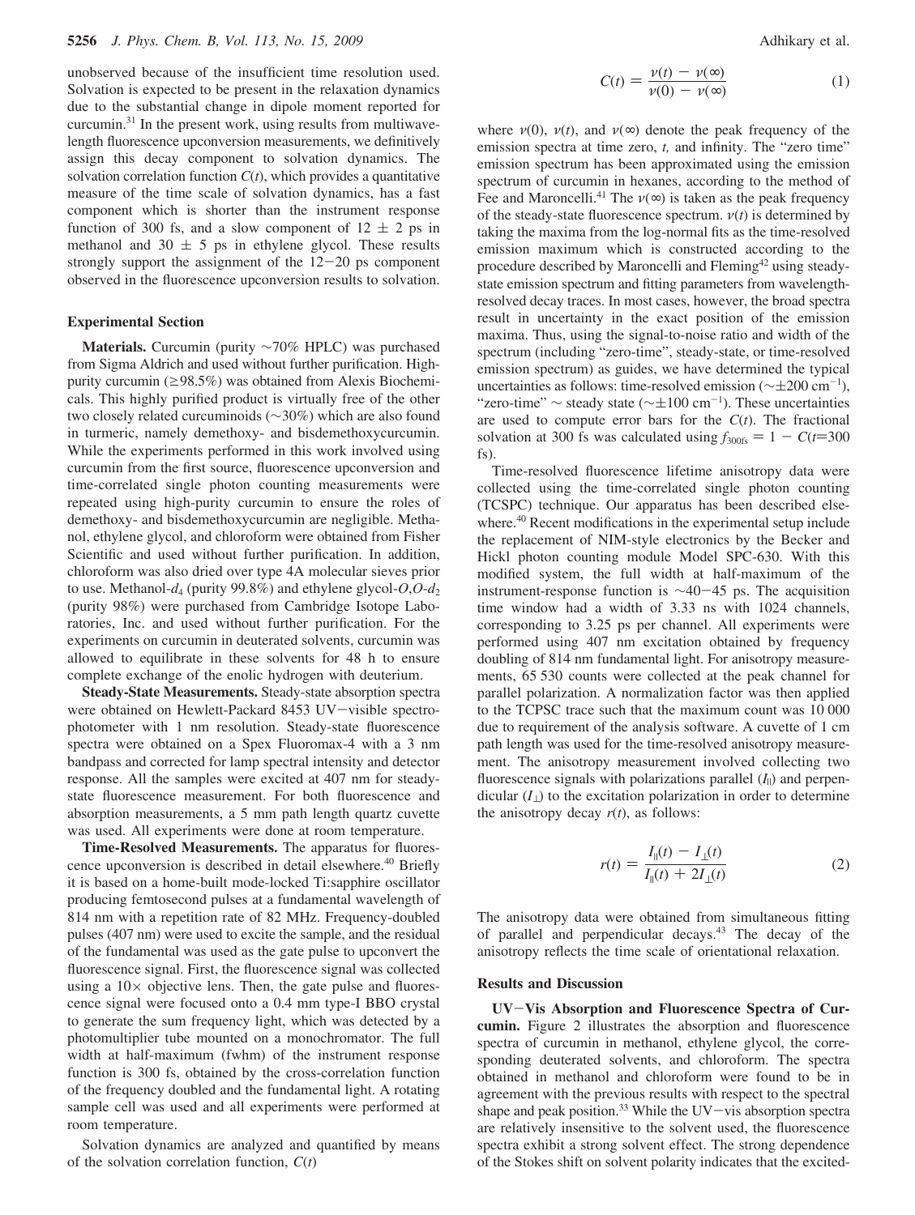unobserved because of the insufficient time resolution used. Solvation is expected to be present in the relaxation dynamics due to the substantial change in dipole moment reported for curcumin.[31] In the present work, using results from multiwavelength fluorescence upconversion measurements, we definitively assign this decay component to solvation dynamics. The solvation correlation function $C(t)$, which provides a quantitative measure of the time scale of solvation dynamics, has a fast component which is shorter than the instrument response function of 300 fs, and a slow component of $12 \pm 2$ ps in methanol and $30 \pm 5$ ps in ethylene glycol. These results strongly support the assignment of the 12−20 ps component observed in the fluorescence upconversion results to solvation.

## Experimental Section

**Materials.** Curcumin (purity ~70% HPLC) was purchased from Sigma Aldrich and used without further purification. High-purity curcumin (≥98.5%) was obtained from Alexis Biochemicals. This highly purified product is virtually free of the other two closely related curcuminoids (~30%) which are also found in turmeric, namely demethoxy- and bisdemethoxycurcumin. While the experiments performed in this work involved using curcumin from the first source, fluorescence upconversion and time-correlated single photon counting measurements were repeated using high-purity curcumin to ensure the roles of demethoxy- and bisdemethoxycurcumin are negligible. Methanol, ethylene glycol, and chloroform were obtained from Fisher Scientific and used without further purification. In addition, chloroform was also dried over type 4A molecular sieves prior to use. Methanol-$d_4$ (purity 99.8%) and ethylene glycol-$O,O$-$d_2$ (purity 98%) were purchased from Cambridge Isotope Laboratories, Inc. and used without further purification. For the experiments on curcumin in deuterated solvents, curcumin was allowed to equilibrate in these solvents for 48 h to ensure complete exchange of the enolic hydrogen with deuterium.

**Steady-State Measurements.** Steady-state absorption spectra were obtained on Hewlett-Packard 8453 UV−visible spectrophotometer with 1 nm resolution. Steady-state fluorescence spectra were obtained on a Spex Fluoromax-4 with a 3 nm bandpass and corrected for lamp spectral intensity and detector response. All the samples were excited at 407 nm for steady-state fluorescence measurement. For both fluorescence and absorption measurements, a 5 mm path length quartz cuvette was used. All experiments were done at room temperature.

**Time-Resolved Measurements.** The apparatus for fluorescence upconversion is described in detail elsewhere.[40] Briefly it is based on a home-built mode-locked Ti:sapphire oscillator producing femtosecond pulses at a fundamental wavelength of 814 nm with a repetition rate of 82 MHz. Frequency-doubled pulses (407 nm) were used to excite the sample, and the residual of the fundamental was used as the gate pulse to upconvert the fluorescence signal. First, the fluorescence signal was collected using a 10× objective lens. Then, the gate pulse and fluorescence signal were focused onto a 0.4 mm type-I BBO crystal to generate the sum frequency light, which was detected by a photomultiplier tube mounted on a monochromator. The full width at half-maximum (fwhm) of the instrument response function is 300 fs, obtained by the cross-correlation function of the frequency doubled and the fundamental light. A rotating sample cell was used and all experiments were performed at room temperature.

Solvation dynamics are analyzed and quantified by means of the solvation correlation function, $C(t)$

$$C(t) = \frac{\nu(t) - \nu(\infty)}{\nu(0) - \nu(\infty)} \tag{1}$$

where $\nu(0)$, $\nu(t)$, and $\nu(\infty)$ denote the peak frequency of the emission spectra at time zero, $t$, and infinity. The "zero time" emission spectrum has been approximated using the emission spectrum of curcumin in hexanes, according to the method of Fee and Maroncelli.[41] The $\nu(\infty)$ is taken as the peak frequency of the steady-state fluorescence spectrum. $\nu(t)$ is determined by taking the maxima from the log-normal fits as the time-resolved emission maximum which is constructed according to the procedure described by Maroncelli and Fleming[42] using steady-state emission spectrum and fitting parameters from wavelength-resolved decay traces. In most cases, however, the broad spectra result in uncertainty in the exact position of the emission maxima. Thus, using the signal-to-noise ratio and width of the spectrum (including "zero-time", steady-state, or time-resolved emission spectrum) as guides, we have determined the typical uncertainties as follows: time-resolved emission (~±200 cm$^{-1}$), "zero-time" ~ steady state (~±100 cm$^{-1}$). These uncertainties are used to compute error bars for the $C(t)$. The fractional solvation at 300 fs was calculated using $f_{300\text{fs}} = 1 - C(t{=}300$ fs).

Time-resolved fluorescence lifetime anisotropy data were collected using the time-correlated single photon counting (TCSPC) technique. Our apparatus has been described elsewhere.[40] Recent modifications in the experimental setup include the replacement of NIM-style electronics by the Becker and Hickl photon counting module Model SPC-630. With this modified system, the full width at half-maximum of the instrument-response function is ~40−45 ps. The acquisition time window had a width of 3.33 ns with 1024 channels, corresponding to 3.25 ps per channel. All experiments were performed using 407 nm excitation obtained by frequency doubling of 814 nm fundamental light. For anisotropy measurements, 65 530 counts were collected at the peak channel for parallel polarization. A normalization factor was then applied to the TCPSC trace such that the maximum count was 10 000 due to requirement of the analysis software. A cuvette of 1 cm path length was used for the time-resolved anisotropy measurement. The anisotropy measurement involved collecting two fluorescence signals with polarizations parallel ($I_{\|}$) and perpendicular ($I_{\perp}$) to the excitation polarization in order to determine the anisotropy decay $r(t)$, as follows:

$$r(t) = \frac{I_{\|}(t) - I_{\perp}(t)}{I_{\|}(t) + 2I_{\perp}(t)} \tag{2}$$

The anisotropy data were obtained from simultaneous fitting of parallel and perpendicular decays.[43] The decay of the anisotropy reflects the time scale of orientational relaxation.

## Results and Discussion

**UV−Vis Absorption and Fluorescence Spectra of Curcumin.** Figure 2 illustrates the absorption and fluorescence spectra of curcumin in methanol, ethylene glycol, the corresponding deuterated solvents, and chloroform. The spectra obtained in methanol and chloroform were found to be in agreement with the previous results with respect to the spectral shape and peak position.[33] While the UV−vis absorption spectra are relatively insensitive to the solvent used, the fluorescence spectra exhibit a strong solvent effect. The strong dependence of the Stokes shift on solvent polarity indicates that the excited-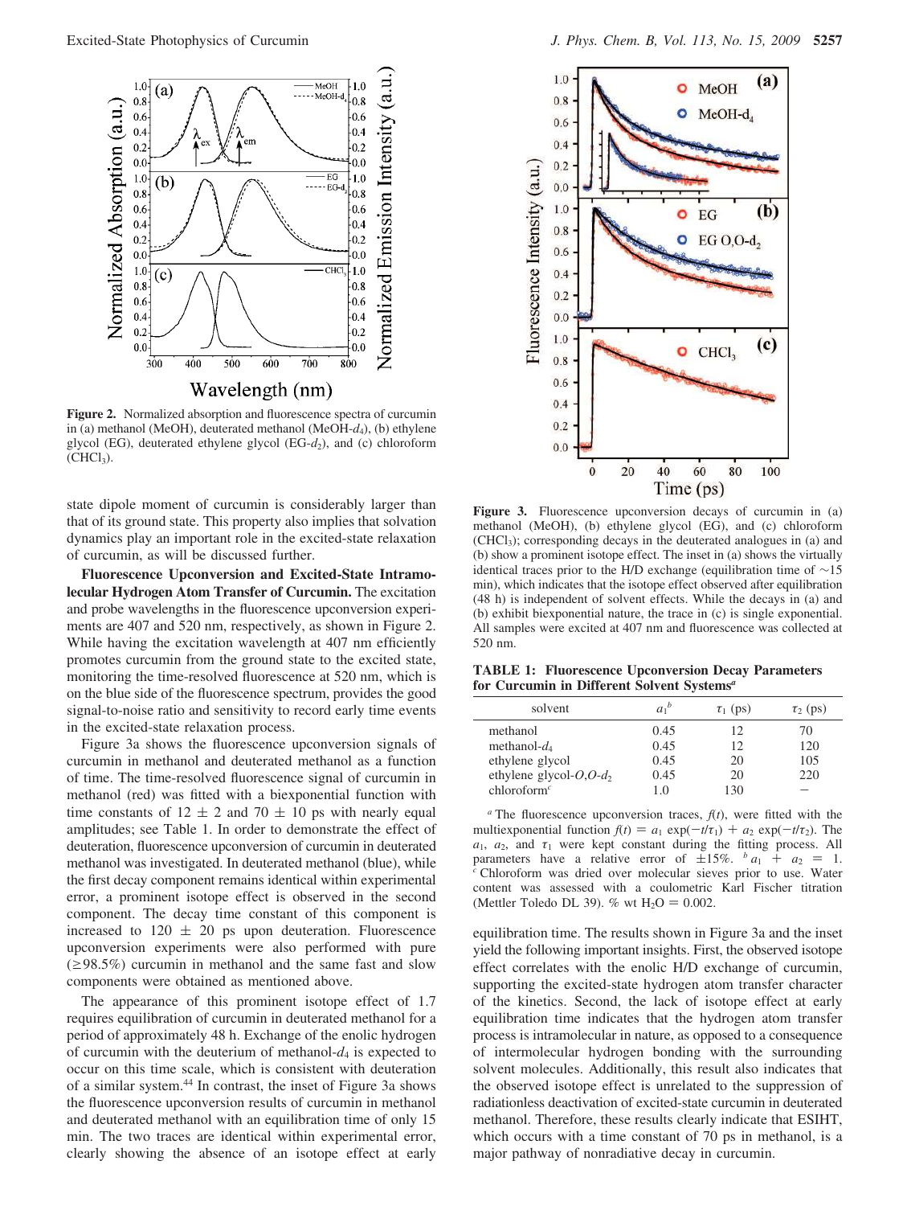**Figure 2.** Normalized absorption and fluorescence spectra of curcumin in (a) methanol (MeOH), deuterated methanol (MeOH-$d_4$), (b) ethylene glycol (EG), deuterated ethylene glycol (EG-$d_2$), and (c) chloroform ($CHCl_3$).

state dipole moment of curcumin is considerably larger than that of its ground state. This property also implies that solvation dynamics play an important role in the excited-state relaxation of curcumin, as will be discussed further.

**Fluorescence Upconversion and Excited-State Intramolecular Hydrogen Atom Transfer of Curcumin.** The excitation and probe wavelengths in the fluorescence upconversion experiments are 407 and 520 nm, respectively, as shown in Figure 2. While having the excitation wavelength at 407 nm efficiently promotes curcumin from the ground state to the excited state, monitoring the time-resolved fluorescence at 520 nm, which is on the blue side of the fluorescence spectrum, provides the good signal-to-noise ratio and sensitivity to record early time events in the excited-state relaxation process.

Figure 3a shows the fluorescence upconversion signals of curcumin in methanol and deuterated methanol as a function of time. The time-resolved fluorescence signal of curcumin in methanol (red) was fitted with a biexponential function with time constants of 12 ± 2 and 70 ± 10 ps with nearly equal amplitudes; see Table 1. In order to demonstrate the effect of deuteration, fluorescence upconversion of curcumin in deuterated methanol was investigated. In deuterated methanol (blue), while the first decay component remains identical within experimental error, a prominent isotope effect is observed in the second component. The decay time constant of this component is increased to 120 ± 20 ps upon deuteration. Fluorescence upconversion experiments were also performed with pure (≥98.5%) curcumin in methanol and the same fast and slow components were obtained as mentioned above.

The appearance of this prominent isotope effect of 1.7 requires equilibration of curcumin in deuterated methanol for a period of approximately 48 h. Exchange of the enolic hydrogen of curcumin with the deuterium of methanol-$d_4$ is expected to occur on this time scale, which is consistent with deuteration of a similar system.[44] In contrast, the inset of Figure 3a shows the fluorescence upconversion results of curcumin in methanol and deuterated methanol with an equilibration time of only 15 min. The two traces are identical within experimental error, clearly showing the absence of an isotope effect at early equilibration time. The results shown in Figure 3a and the inset yield the following important insights. First, the observed isotope effect correlates with the enolic H/D exchange of curcumin, supporting the excited-state hydrogen atom transfer character of the kinetics. Second, the lack of isotope effect at early equilibration time indicates that the hydrogen atom transfer process is intramolecular in nature, as opposed to a consequence of intermolecular hydrogen bonding with the surrounding solvent molecules. Additionally, this result also indicates that the observed isotope effect is unrelated to the suppression of radiationless deactivation of excited-state curcumin in deuterated methanol. Therefore, these results clearly indicate that ESIHT, which occurs with a time constant of 70 ps in methanol, is a major pathway of nonradiative decay in curcumin.

**Figure 3.** Fluorescence upconversion decays of curcumin in (a) methanol (MeOH), (b) ethylene glycol (EG), and (c) chloroform ($CHCl_3$); corresponding decays in the deuterated analogues in (a) and (b) show a prominent isotope effect. The inset in (a) shows the virtually identical traces prior to the H/D exchange (equilibration time of ~15 min), which indicates that the isotope effect observed after equilibration (48 h) is independent of solvent effects. While the decays in (a) and (b) exhibit biexponential nature, the trace in (c) is single exponential. All samples were excited at 407 nm and fluorescence was collected at 520 nm.

**TABLE 1: Fluorescence Upconversion Decay Parameters for Curcumin in Different Solvent Systems[a]**

| solvent | $a_1$[b] | $\tau_1$ (ps) | $\tau_2$ (ps) |
|---|---|---|---|
| methanol | 0.45 | 12 | 70 |
| methanol-$d_4$ | 0.45 | 12 | 120 |
| ethylene glycol | 0.45 | 20 | 105 |
| ethylene glycol-$O,O$-$d_2$ | 0.45 | 20 | 220 |
| chloroform[c] | 1.0 | 130 | – |

[a] The fluorescence upconversion traces, $f(t)$, were fitted with the multiexponential function $f(t) = a_1 \exp(-t/\tau_1) + a_2 \exp(-t/\tau_2)$. The $a_1$, $a_2$, and $\tau_1$ were kept constant during the fitting process. All parameters have a relative error of ±15%. [b] $a_1 + a_2 = 1$. [c] Chloroform was dried over molecular sieves prior to use. Water content was assessed with a coulometric Karl Fischer titration (Mettler Toledo DL 39). % wt $H_2O$ = 0.002.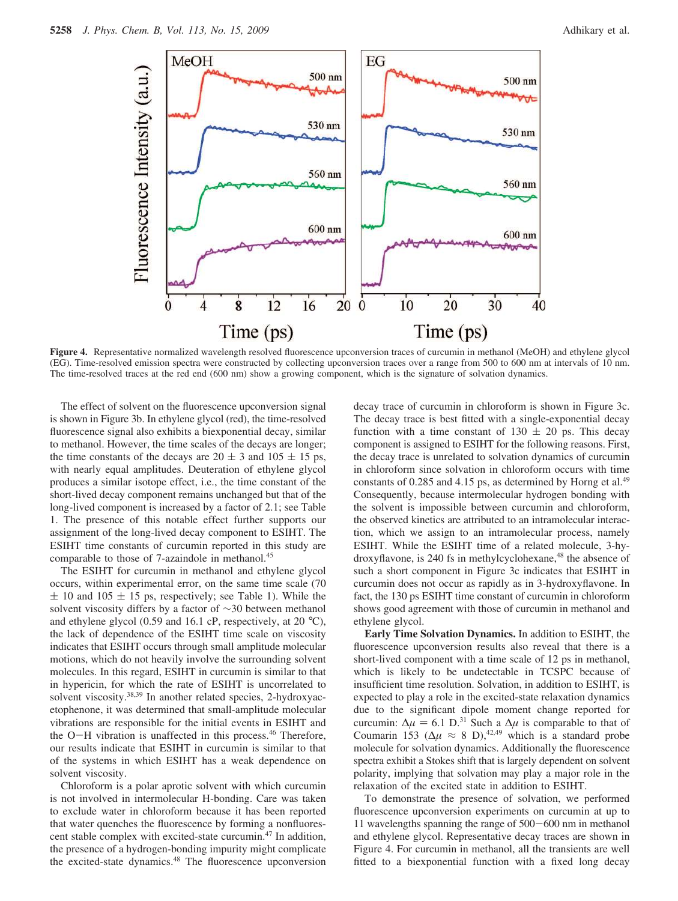**Figure 4.** Representative normalized wavelength resolved fluorescence upconversion traces of curcumin in methanol (MeOH) and ethylene glycol (EG). Time-resolved emission spectra were constructed by collecting upconversion traces over a range from 500 to 600 nm at intervals of 10 nm. The time-resolved traces at the red end (600 nm) show a growing component, which is the signature of solvation dynamics.

The effect of solvent on the fluorescence upconversion signal is shown in Figure 3b. In ethylene glycol (red), the time-resolved fluorescence signal also exhibits a biexponential decay, similar to methanol. However, the time scales of the decays are longer; the time constants of the decays are 20 ± 3 and 105 ± 15 ps, with nearly equal amplitudes. Deuteration of ethylene glycol produces a similar isotope effect, i.e., the time constant of the short-lived decay component remains unchanged but that of the long-lived component is increased by a factor of 2.1; see Table 1. The presence of this notable effect further supports our assignment of the long-lived decay component to ESIHT. The ESIHT time constants of curcumin reported in this study are comparable to those of 7-azaindole in methanol.[45]

The ESIHT for curcumin in methanol and ethylene glycol occurs, within experimental error, on the same time scale (70 ± 10 and 105 ± 15 ps, respectively; see Table 1). While the solvent viscosity differs by a factor of ~30 between methanol and ethylene glycol (0.59 and 16.1 cP, respectively, at 20 °C), the lack of dependence of the ESIHT time scale on viscosity indicates that ESIHT occurs through small amplitude molecular motions, which do not heavily involve the surrounding solvent molecules. In this regard, ESIHT in curcumin is similar to that in hypericin, for which the rate of ESIHT is uncorrelated to solvent viscosity.[38,39] In another related species, 2-hydroxyacetophenone, it was determined that small-amplitude molecular vibrations are responsible for the initial events in ESIHT and the O−H vibration is unaffected in this process.[46] Therefore, our results indicate that ESIHT in curcumin is similar to that of the systems in which ESIHT has a weak dependence on solvent viscosity.

Chloroform is a polar aprotic solvent with which curcumin is not involved in intermolecular H-bonding. Care was taken to exclude water in chloroform because it has been reported that water quenches the fluorescence by forming a nonfluorescent stable complex with excited-state curcumin.[47] In addition, the presence of a hydrogen-bonding impurity might complicate the excited-state dynamics.[48] The fluorescence upconversion decay trace of curcumin in chloroform is shown in Figure 3c. The decay trace is best fitted with a single-exponential decay function with a time constant of 130 ± 20 ps. This decay component is assigned to ESIHT for the following reasons. First, the decay trace is unrelated to solvation dynamics of curcumin in chloroform since solvation in chloroform occurs with time constants of 0.285 and 4.15 ps, as determined by Horng et al.[49] Consequently, because intermolecular hydrogen bonding with the solvent is impossible between curcumin and chloroform, the observed kinetics are attributed to an intramolecular interaction, which we assign to an intramolecular process, namely ESIHT. While the ESIHT time of a related molecule, 3-hydroxyflavone, is 240 fs in methylcyclohexane,[48] the absence of such a short component in Figure 3c indicates that ESIHT in curcumin does not occur as rapidly as in 3-hydroxyflavone. In fact, the 130 ps ESIHT time constant of curcumin in chloroform shows good agreement with those of curcumin in methanol and ethylene glycol.

**Early Time Solvation Dynamics.** In addition to ESIHT, the fluorescence upconversion results also reveal that there is a short-lived component with a time scale of 12 ps in methanol, which is likely to be undetectable in TCSPC because of insufficient time resolution. Solvation, in addition to ESIHT, is expected to play a role in the excited-state relaxation dynamics due to the significant dipole moment change reported for curcumin: $\Delta\mu = 6.1$ D.[31] Such a $\Delta\mu$ is comparable to that of Coumarin 153 ($\Delta\mu \approx 8$ D),[42,49] which is a standard probe molecule for solvation dynamics. Additionally the fluorescence spectra exhibit a Stokes shift that is largely dependent on solvent polarity, implying that solvation may play a major role in the relaxation of the excited state in addition to ESIHT.

To demonstrate the presence of solvation, we performed fluorescence upconversion experiments on curcumin at up to 11 wavelengths spanning the range of 500−600 nm in methanol and ethylene glycol. Representative decay traces are shown in Figure 4. For curcumin in methanol, all the transients are well fitted to a biexponential function with a fixed long decay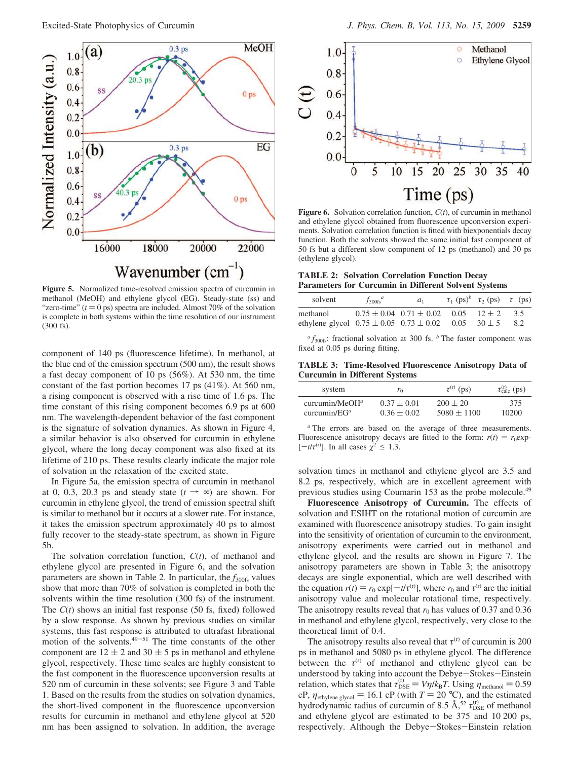**Figure 5.** Normalized time-resolved emission spectra of curcumin in methanol (MeOH) and ethylene glycol (EG). Steady-state (ss) and "zero-time" ($t = 0$ ps) spectra are included. Almost 70% of the solvation is complete in both systems within the time resolution of our instrument (300 fs).

component of 140 ps (fluorescence lifetime). In methanol, at the blue end of the emission spectrum (500 nm), the result shows a fast decay component of 10 ps (56%). At 530 nm, the time constant of the fast portion becomes 17 ps (41%). At 560 nm, a rising component is observed with a rise time of 1.6 ps. The time constant of this rising component becomes 6.9 ps at 600 nm. The wavelength-dependent behavior of the fast component is the signature of solvation dynamics. As shown in Figure 4, a similar behavior is also observed for curcumin in ethylene glycol, where the long decay component was also fixed at its lifetime of 210 ps. These results clearly indicate the major role of solvation in the relaxation of the excited state.

In Figure 5a, the emission spectra of curcumin in methanol at 0, 0.3, 20.3 ps and steady state ($t \rightarrow \infty$) are shown. For curcumin in ethylene glycol, the trend of emission spectral shift is similar to methanol but it occurs at a slower rate. For instance, it takes the emission spectrum approximately 40 ps to almost fully recover to the steady-state spectrum, as shown in Figure 5b.

The solvation correlation function, $C(t)$, of methanol and ethylene glycol are presented in Figure 6, and the solvation parameters are shown in Table 2. In particular, the $f_{300fs}$ values show that more than 70% of solvation is completed in both the solvents within the time resolution (300 fs) of the instrument. The $C(t)$ shows an initial fast response (50 fs, fixed) followed by a slow response. As shown by previous studies on similar systems, this fast response is attributed to ultrafast librational motion of the solvents.[49-51] The time constants of the other component are 12 ± 2 and 30 ± 5 ps in methanol and ethylene glycol, respectively. These time scales are highly consistent to the fast component in the fluorescence upconversion results at 520 nm of curcumin in these solvents; see Figure 3 and Table 1. Based on the results from the studies on solvation dynamics, the short-lived component in the fluorescence upconversion results for curcumin in methanol and ethylene glycol at 520 nm has been assigned to solvation. In addition, the average

**Figure 6.** Solvation correlation function, $C(t)$, of curcumin in methanol and ethylene glycol obtained from fluorescence upconversion experiments. Solvation correlation function is fitted with biexponentials decay function. Both the solvents showed the same initial fast component of 50 fs but a different slow component of 12 ps (methanol) and 30 ps (ethylene glycol).

**TABLE 2: Solvation Correlation Function Decay Parameters for Curcumin in Different Solvent Systems**

| solvent | $f_{300fs}$[a] | $a_1$ | $\tau_1$ (ps)[b] | $\tau_2$ (ps) | $\tau$ (ps) |
|---|---|---|---|---|---|
| methanol | 0.75 ± 0.04 | 0.71 ± 0.02 | 0.05 | 12 ± 2 | 3.5 |
| ethylene glycol | 0.75 ± 0.05 | 0.73 ± 0.02 | 0.05 | 30 ± 5 | 8.2 |

[a] $f_{300fs}$: fractional solvation at 300 fs. [b] The faster component was fixed at 0.05 ps during fitting.

**TABLE 3: Time-Resolved Fluorescence Anisotropy Data of Curcumin in Different Systems**

| system | $r_0$ | $\tau^{(r)}$ (ps) | $\tau^{(r)}_{calc}$ (ps) |
|---|---|---|---|
| curcumin/MeOH[a] | 0.37 ± 0.01 | 200 ± 20 | 375 |
| curcumin/EG[a] | 0.36 ± 0.02 | 5080 ± 1100 | 10200 |

[a] The errors are based on the average of three measurements. Fluorescence anisotropy decays are fitted to the form: $r(t) = r_0\exp[-t/\tau^{(r)}]$. In all cases $\chi^2 \leq 1.3$.

solvation times in methanol and ethylene glycol are 3.5 and 8.2 ps, respectively, which are in excellent agreement with previous studies using Coumarin 153 as the probe molecule.[49]

**Fluorescence Anisotropy of Curcumin.** The effects of solvation and ESIHT on the rotational motion of curcumin are examined with fluorescence anisotropy studies. To gain insight into the sensitivity of orientation of curcumin to the environment, anisotropy experiments were carried out in methanol and ethylene glycol, and the results are shown in Figure 7. The anisotropy parameters are shown in Table 3; the anisotropy decays are single exponential, which are well described with the equation $r(t) = r_0 \exp[-t/\tau^{(r)}]$, where $r_0$ and $\tau^{(r)}$ are the initial anisotropy value and molecular rotational time, respectively. The anisotropy results reveal that $r_0$ has values of 0.37 and 0.36 in methanol and ethylene glycol, respectively, very close to the theoretical limit of 0.4.

The anisotropy results also reveal that $\tau^{(r)}$ of curcumin is 200 ps in methanol and 5080 ps in ethylene glycol. The difference between the $\tau^{(r)}$ of methanol and ethylene glycol can be understood by taking into account the Debye–Stokes–Einstein relation, which states that $\tau^{(r)}_{DSE} = V\eta/k_BT$. Using $\eta_{methanol} = 0.59$ cP, $\eta_{ethylene\ glycol} = 16.1$ cP (with $T = 20$ °C), and the estimated hydrodynamic radius of curcumin of 8.5 Å,[52] $\tau^{(r)}_{DSE}$ of methanol and ethylene glycol are estimated to be 375 and 10 200 ps, respectively. Although the Debye–Stokes–Einstein relation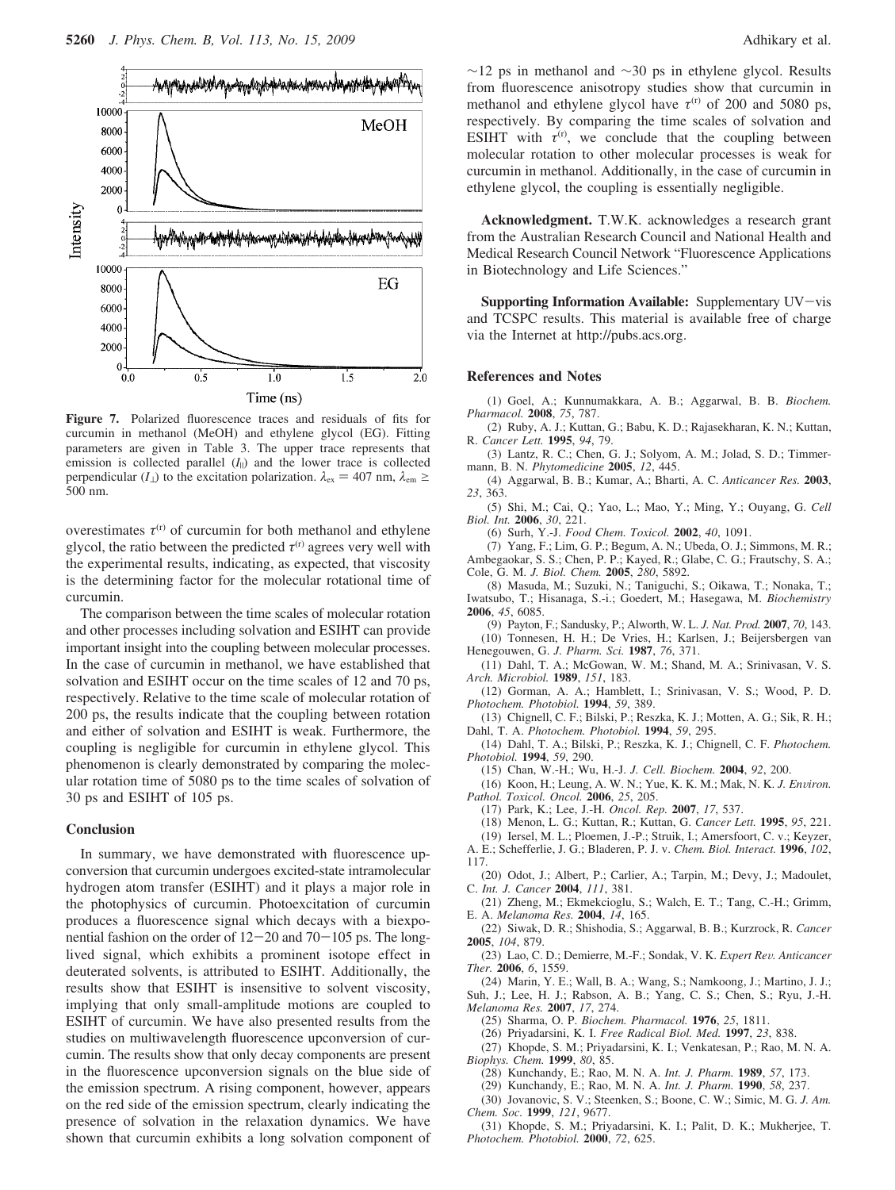Figure 7. Polarized fluorescence traces and residuals of fits for curcumin in methanol (MeOH) and ethylene glycol (EG). Fitting parameters are given in Table 3. The upper trace represents that emission is collected parallel ($I_{\parallel}$) and the lower trace is collected perpendicular ($I_{\perp}$) to the excitation polarization. $\lambda_{ex} = 407$ nm, $\lambda_{em} \geq 500$ nm.

overestimates $\tau^{(r)}$ of curcumin for both methanol and ethylene glycol, the ratio between the predicted $\tau^{(r)}$ agrees very well with the experimental results, indicating, as expected, that viscosity is the determining factor for the molecular rotational time of curcumin.

The comparison between the time scales of molecular rotation and other processes including solvation and ESIHT can provide important insight into the coupling between molecular processes. In the case of curcumin in methanol, we have established that solvation and ESIHT occur on the time scales of 12 and 70 ps, respectively. Relative to the time scale of molecular rotation of 200 ps, the results indicate that the coupling between rotation and either of solvation and ESIHT is weak. Furthermore, the coupling is negligible for curcumin in ethylene glycol. This phenomenon is clearly demonstrated by comparing the molecular rotation time of 5080 ps to the time scales of solvation of 30 ps and ESIHT of 105 ps.

## Conclusion

In summary, we have demonstrated with fluorescence upconversion that curcumin undergoes excited-state intramolecular hydrogen atom transfer (ESIHT) and it plays a major role in the photophysics of curcumin. Photoexcitation of curcumin produces a fluorescence signal which decays with a biexponential fashion on the order of 12−20 and 70−105 ps. The long-lived signal, which exhibits a prominent isotope effect in deuterated solvents, is attributed to ESIHT. Additionally, the results show that ESIHT is insensitive to solvent viscosity, implying that only small-amplitude motions are coupled to ESIHT of curcumin. We have also presented results from the studies on multiwavelength fluorescence upconversion of curcumin. The results show that only decay components are present in the fluorescence upconversion signals on the blue side of the emission spectrum. A rising component, however, appears on the red side of the emission spectrum, clearly indicating the presence of solvation in the relaxation dynamics. We have shown that curcumin exhibits a long solvation component of ~12 ps in methanol and ~30 ps in ethylene glycol. Results from fluorescence anisotropy studies show that curcumin in methanol and ethylene glycol have $\tau^{(r)}$ of 200 and 5080 ps, respectively. By comparing the time scales of solvation and ESIHT with $\tau^{(r)}$, we conclude that the coupling between molecular rotation to other molecular processes is weak for curcumin in methanol. Additionally, in the case of curcumin in ethylene glycol, the coupling is essentially negligible.

**Acknowledgment.** T.W.K. acknowledges a research grant from the Australian Research Council and National Health and Medical Research Council Network "Fluorescence Applications in Biotechnology and Life Sciences."

**Supporting Information Available:** Supplementary UV−vis and TCSPC results. This material is available free of charge via the Internet at http://pubs.acs.org.

## References and Notes

(1) Goel, A.; Kunnumakkara, A. B.; Aggarwal, B. B. *Biochem. Pharmacol.* **2008**, *75*, 787.
(2) Ruby, A. J.; Kuttan, G.; Babu, K. D.; Rajasekharan, K. N.; Kuttan, R. *Cancer Lett.* **1995**, *94*, 79.
(3) Lantz, R. C.; Chen, G. J.; Solyom, A. M.; Jolad, S. D.; Timmermann, B. N. *Phytomedicine* **2005**, *12*, 445.
(4) Aggarwal, B. B.; Kumar, A.; Bharti, A. C. *Anticancer Res.* **2003**, *23*, 363.
(5) Shi, M.; Cai, Q.; Yao, L.; Mao, Y.; Ming, Y.; Ouyang, G. *Cell Biol. Int.* **2006**, *30*, 221.
(6) Surh, Y.-J. *Food Chem. Toxicol.* **2002**, *40*, 1091.
(7) Yang, F.; Lim, G. P.; Begum, A. N.; Ubeda, O. J.; Simmons, M. R.; Ambegaokar, S. S.; Chen, P. P.; Kayed, R.; Glabe, C. G.; Frautschy, S. A.; Cole, G. M. *J. Biol. Chem.* **2005**, *280*, 5892.
(8) Masuda, M.; Suzuki, N.; Taniguchi, S.; Oikawa, T.; Nonaka, T.; Iwatsubo, T.; Hisanaga, S.-i.; Goedert, M.; Hasegawa, M. *Biochemistry* **2006**, *45*, 6085.
(9) Payton, F.; Sandusky, P.; Alworth, W. L. *J. Nat. Prod.* **2007**, *70*, 143.
(10) Tonnesen, H. H.; De Vries, H.; Karlsen, J.; Beijersbergen van Henegouwen, G. *J. Pharm. Sci.* **1987**, *76*, 371.
(11) Dahl, T. A.; McGowan, W. M.; Shand, M. A.; Srinivasan, V. S. *Arch. Microbiol.* **1989**, *151*, 183.
(12) Gorman, A. A.; Hamblett, I.; Srinivasan, V. S.; Wood, P. D. *Photochem. Photobiol.* **1994**, *59*, 389.
(13) Chignell, C. F.; Bilski, P.; Reszka, K. J.; Motten, A. G.; Sik, R. H.; Dahl, T. A. *Photochem. Photobiol.* **1994**, *59*, 295.
(14) Dahl, T. A.; Bilski, P.; Reszka, K. J.; Chignell, C. F. *Photochem. Photobiol.* **1994**, *59*, 290.
(15) Chan, W.-H.; Wu, H.-J. *J. Cell. Biochem.* **2004**, *92*, 200.
(16) Koon, H.; Leung, A. W. N.; Yue, K. K. M.; Mak, N. K. *J. Environ. Pathol. Toxicol. Oncol.* **2006**, *25*, 205.
(17) Park, K.; Lee, J.-H. *Oncol. Rep.* **2007**, *17*, 537.
(18) Menon, L. G.; Kuttan, R.; Kuttan, G. *Cancer Lett.* **1995**, *95*, 221.
(19) Iersel, M. L.; Ploemen, J.-P.; Struik, I.; Amersfoort, C. v.; Keyzer, A. E.; Schefferlie, J. G.; Bladeren, P. J. v. *Chem. Biol. Interact.* **1996**, *102*, 117.
(20) Odot, J.; Albert, P.; Carlier, A.; Tarpin, M.; Devy, J.; Madoulet, C. *Int. J. Cancer* **2004**, *111*, 381.
(21) Zheng, M.; Ekmekcioglu, S.; Walch, E. T.; Tang, C.-H.; Grimm, E. A. *Melanoma Res.* **2004**, *14*, 165.
(22) Siwak, D. R.; Shishodia, S.; Aggarwal, B. B.; Kurzrock, R. *Cancer* **2005**, *104*, 879.
(23) Lao, C. D.; Demierre, M.-F.; Sondak, V. K. *Expert Rev. Anticancer Ther.* **2006**, *6*, 1559.
(24) Marin, Y. E.; Wall, B. A.; Wang, S.; Namkoong, J.; Martino, J. J.; Suh, J.; Lee, H. J.; Rabson, A. B.; Yang, C. S.; Chen, S.; Ryu, J.-H. *Melanoma Res.* **2007**, *17*, 274.
(25) Sharma, O. P. *Biochem. Pharmacol.* **1976**, *25*, 1811.
(26) Priyadarsini, K. I. *Free Radical Biol. Med.* **1997**, *23*, 838.
(27) Khopde, S. M.; Priyadarsini, K. I.; Venkatesan, P.; Rao, M. N. A. *Biophys. Chem.* **1999**, *80*, 85.
(28) Kunchandy, E.; Rao, M. N. A. *Int. J. Pharm.* **1989**, *57*, 173.
(29) Kunchandy, E.; Rao, M. N. A. *Int. J. Pharm.* **1990**, *58*, 237.
(30) Jovanovic, S. V.; Steenken, S.; Boone, C. W.; Simic, M. G. *J. Am. Chem. Soc.* **1999**, *121*, 9677.
(31) Khopde, S. M.; Priyadarsini, K. I.; Palit, D. K.; Mukherjee, T. *Photochem. Photobiol.* **2000**, *72*, 625.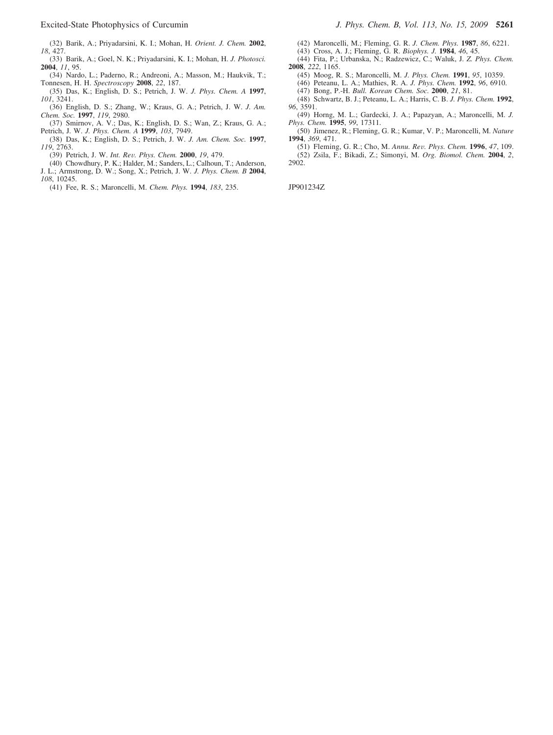(32) Barik, A.; Priyadarsini, K. I.; Mohan, H. *Orient. J. Chem.* **2002**, *18*, 427.

(33) Barik, A.; Goel, N. K.; Priyadarsini, K. I.; Mohan, H. *J. Photosci.* **2004**, *11*, 95.

(34) Nardo, L.; Paderno, R.; Andreoni, A.; Masson, M.; Haukvik, T.; Tonnesen, H. H. *Spectroscopy* **2008**, *22*, 187.

(35) Das, K.; English, D. S.; Petrich, J. W. *J. Phys. Chem. A* **1997**, *101*, 3241.

(36) English, D. S.; Zhang, W.; Kraus, G. A.; Petrich, J. W. *J. Am. Chem. Soc.* **1997**, *119*, 2980.

(37) Smirnov, A. V.; Das, K.; English, D. S.; Wan, Z.; Kraus, G. A.; Petrich, J. W. *J. Phys. Chem. A* **1999**, *103*, 7949.

(38) Das, K.; English, D. S.; Petrich, J. W. *J. Am. Chem. Soc.* **1997**, *119*, 2763.

(39) Petrich, J. W. *Int. Rev. Phys. Chem.* **2000**, *19*, 479.

(40) Chowdhury, P. K.; Halder, M.; Sanders, L.; Calhoun, T.; Anderson, J. L.; Armstrong, D. W.; Song, X.; Petrich, J. W. *J. Phys. Chem. B* **2004**, *108*, 10245.

(41) Fee, R. S.; Maroncelli, M. *Chem. Phys.* **1994**, *183*, 235.

(42) Maroncelli, M.; Fleming, G. R. *J. Chem. Phys.* **1987**, *86*, 6221.

(43) Cross, A. J.; Fleming, G. R. *Biophys. J.* **1984**, *46*, 45.

(44) Fita, P.; Urbanska, N.; Radzewicz, C.; Waluk, J. *Z. Phys. Chem.* **2008**, *222*, 1165.

(45) Moog, R. S.; Maroncelli, M. *J. Phys. Chem.* **1991**, *95*, 10359.

(46) Peteanu, L. A.; Mathies, R. A. *J. Phys. Chem.* **1992**, *96*, 6910.

(47) Bong, P.-H. *Bull. Korean Chem. Soc.* **2000**, *21*, 81.

(48) Schwartz, B. J.; Peteanu, L. A.; Harris, C. B. *J. Phys. Chem.* **1992**, *96*, 3591.

(49) Horng, M. L.; Gardecki, J. A.; Papazyan, A.; Maroncelli, M. *J. Phys. Chem.* **1995**, *99*, 17311.

(50) Jimenez, R.; Fleming, G. R.; Kumar, V. P.; Maroncelli, M. *Nature* **1994**, *369*, 471.

(51) Fleming, G. R.; Cho, M. *Annu. Rev. Phys. Chem.* **1996**, *47*, 109.

(52) Zsila, F.; Bikadi, Z.; Simonyi, M. *Org. Biomol. Chem.* **2004**, *2*, 2902.

JP901234Z